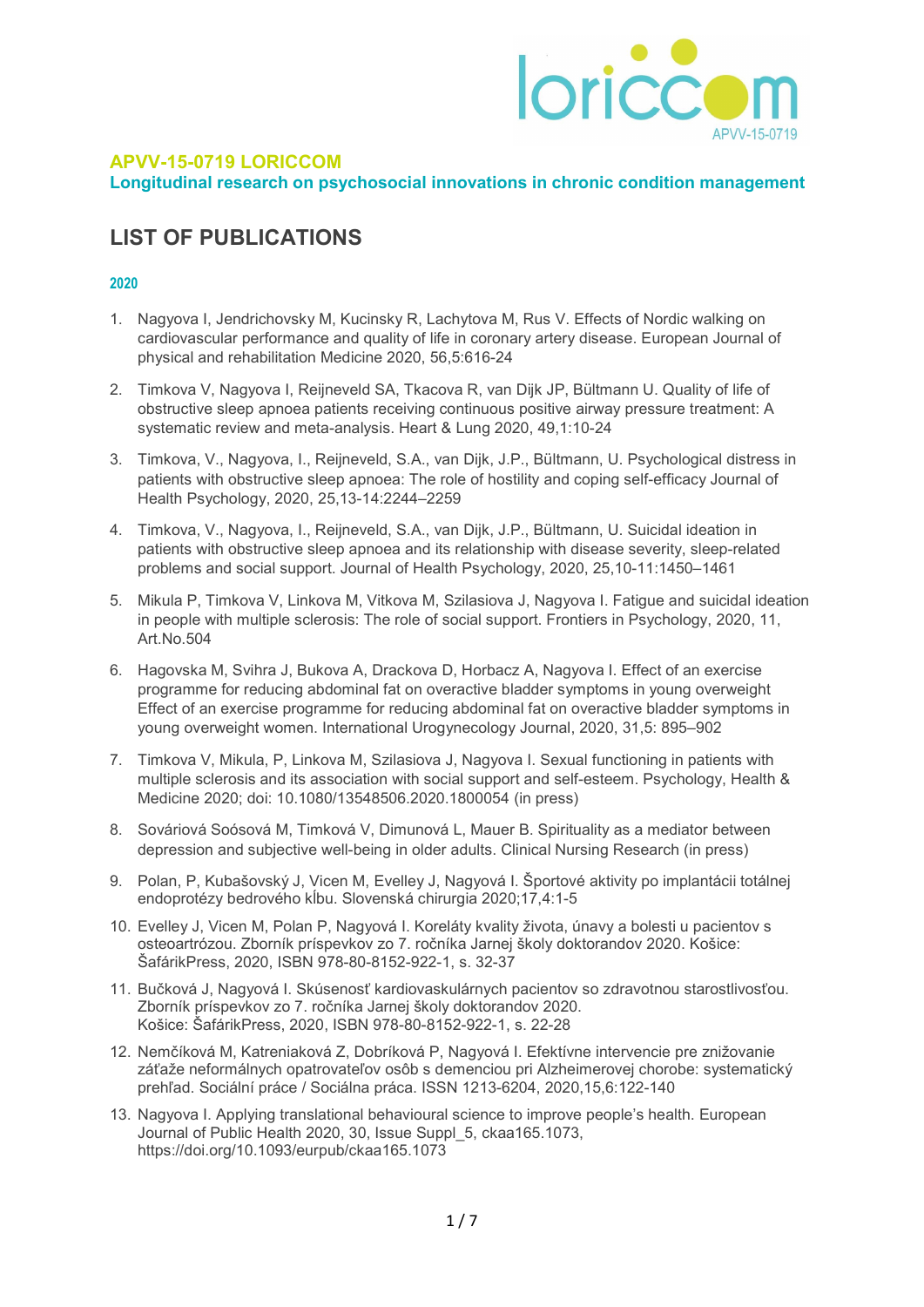# APVV-15-0719 LORICCOM

**Longitudinal research on psychosocial innovations in chronic condition management**

## LIST OF PUBLICATIONS

### 2020

1. Nagyova I, Jendrichovsky M, Kucinsky R, Lachytova M, Rus V. Effects of Nordic walking on cardiovascular performance and quality of life in coronary artery disease. European Journal of physical and rehabilitation Medicine 2020, 56,5:616-24

2. Timkova V, Nagyova I, Reijneveld SA, Tkacova R, van Dijk JP, Bültmann U. Quality of life of obstructive sleep apnoea patients receiving continuous positive airway pressure treatment: A systematic review and meta-analysis. Heart & Lung 2020, 49,1:10-24

3. Timkova, V., Nagyova, I., Reijneveld, S.A., van Dijk, J.P., Bültmann, U. Psychological distress in patients with obstructive sleep apnoea: The role of hostility and coping self-efficacy Journal of Health Psychology, 2020, 25,13-14:2244–2259

4. Timkova, V., Nagyova, I., Reijneveld, S.A., van Dijk, J.P., Bültmann, U. Suicidal ideation in patients with obstructive sleep apnoea and its relationship with disease severity, sleep-related problems and social support. Journal of Health Psychology, 2020, 25,10-11:1450–1461

5. Mikula P, Timkova V, Linkova M, Vitkova M, Szilasiova J, Nagyova I. Fatigue and suicidal ideation in people with multiple sclerosis: The role of social support. Frontiers in Psychology, 2020, 11, Art.No.504

6. Hagovska M, Svihra J, Bukova A, Drackova D, Horbacz A, Nagyova I. Effect of an exercise programme for reducing abdominal fat on overactive bladder symptoms in young overweight Effect of an exercise programme for reducing abdominal fat on overactive bladder symptoms in young overweight women. International Urogynecology Journal, 2020, 31,5: 895–902

7. Timkova V, Mikula, P, Linkova M, Szilasiova J, Nagyova I. Sexual functioning in patients with multiple sclerosis and its association with social support and self-esteem. Psychology, Health & Medicine 2020; doi: 10.1080/13548506.2020.1800054 (in press)

8. Sováriová Soósová M, Timková V, Dimunová L, Mauer B. Spirituality as a mediator between depression and subjective well-being in older adults. Clinical Nursing Research (in press)

9. Polan, P, Kubašovský J, Vicen M, Evelley J, Nagyová I. Športové aktivity po implantácii totálnej endoprotézy bedrového kĺbu. Slovenská chirurgia 2020;17,4:1-5

10. Evelley J, Vicen M, Polan P, Nagyová I. Koreláty kvality života, únavy a bolesti u pacientov s osteoartrózou. Zborník príspevkov zo 7. ročníka Jarnej školy doktorandov 2020. Košice: ŠafárikPress, 2020, ISBN 978-80-8152-922-1, s. 32-37

11. Bučková J, Nagyová I. Skúsenosť kardiovaskulárnych pacientov so zdravotnou starostlivosťou. Zborník príspevkov zo 7. ročníka Jarnej školy doktorandov 2020. Košice: ŠafárikPress, 2020, ISBN 978-80-8152-922-1, s. 22-28

12. Nemčíková M, Katreniaková Z, Dobríková P, Nagyová I. Efektívne intervencie pre znižovanie záťaže neformálnych opatrovateľov osôb s demenciou pri Alzheimerovej chorobe: systematický prehľad. Sociální práce / Sociálna práca. ISSN 1213-6204, 2020,15,6:122-140

13. Nagyova I. Applying translational behavioural science to improve people's health. European Journal of Public Health 2020, 30, Issue Suppl_5, ckaa165.1073, https://doi.org/10.1093/eurpub/ckaa165.1073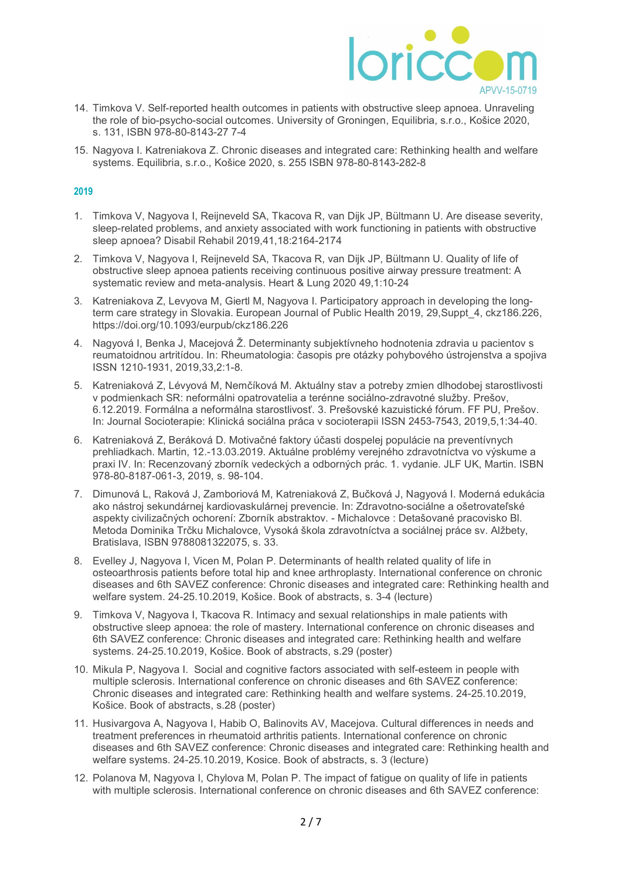14. Timkova V. Self-reported health outcomes in patients with obstructive sleep apnoea. Unraveling the role of bio-psycho-social outcomes. University of Groningen, Equilibria, s.r.o., Košice 2020, s. 131, ISBN 978-80-8143-27 7-4

15. Nagyova I. Katreniakova Z. Chronic diseases and integrated care: Rethinking health and welfare systems. Equilibria, s.r.o., Košice 2020, s. 255 ISBN 978-80-8143-282-8

## 2019

1. Timkova V, Nagyova I, Reijneveld SA, Tkacova R, van Dijk JP, Bültmann U. Are disease severity, sleep-related problems, and anxiety associated with work functioning in patients with obstructive sleep apnoea? Disabil Rehabil 2019,41,18:2164-2174

2. Timkova V, Nagyova I, Reijneveld SA, Tkacova R, van Dijk JP, Bültmann U. Quality of life of obstructive sleep apnoea patients receiving continuous positive airway pressure treatment: A systematic review and meta-analysis. Heart & Lung 2020 49,1:10-24

3. Katreniakova Z, Levyova M, Giertl M, Nagyova I. Participatory approach in developing the long-term care strategy in Slovakia. European Journal of Public Health 2019, 29,Suppt_4, ckz186.226, https://doi.org/10.1093/eurpub/ckz186.226

4. Nagyová I, Benka J, Macejová Ž. Determinanty subjektívneho hodnotenia zdravia u pacientov s reumatoidnou artritídou. In: Rheumatologia: časopis pre otázky pohybového ústrojenstva a spojiva ISSN 1210-1931, 2019,33,2:1-8.

5. Katreniaková Z, Lévyová M, Nemčíková M. Aktuálny stav a potreby zmien dlhodobej starostlivosti v podmienkach SR: neformálni opatrovatelia a terénne sociálno-zdravotné služby. Prešov, 6.12.2019. Formálna a neformálna starostlivosť. 3. Prešovské kazuistické fórum. FF PU, Prešov. In: Journal Socioterapie: Klinická sociálna práca v socioterapii ISSN 2453-7543, 2019,5,1:34-40.

6. Katreniaková Z, Beráková D. Motivačné faktory účasti dospelej populácie na preventívnych prehliadkach. Martin, 12.-13.03.2019. Aktuálne problémy verejného zdravotníctva vo výskume a praxi IV. In: Recenzovaný zborník vedeckých a odborných prác. 1. vydanie. JLF UK, Martin. ISBN 978-80-8187-061-3, 2019, s. 98-104.

7. Dimunová L, Raková J, Zamboriová M, Katreniaková Z, Bučková J, Nagyová I. Moderná edukácia ako nástroj sekundárnej kardiovaskulárnej prevencie. In: Zdravotno-sociálne a ošetrovateľské aspekty civilizačných ochorení: Zborník abstraktov. - Michalovce : Detašované pracovisko Bl. Metoda Dominika Trčku Michalovce, Vysoká škola zdravotníctva a sociálnej práce sv. Alžbety, Bratislava, ISBN 9788081322075, s. 33.

8. Evelley J, Nagyova I, Vicen M, Polan P. Determinants of health related quality of life in osteoarthrosis patients before total hip and knee arthroplasty. International conference on chronic diseases and 6th SAVEZ conference: Chronic diseases and integrated care: Rethinking health and welfare system. 24-25.10.2019, Košice. Book of abstracts, s. 3-4 (lecture)

9. Timkova V, Nagyova I, Tkacova R. Intimacy and sexual relationships in male patients with obstructive sleep apnoea: the role of mastery. International conference on chronic diseases and 6th SAVEZ conference: Chronic diseases and integrated care: Rethinking health and welfare systems. 24-25.10.2019, Košice. Book of abstracts, s.29 (poster)

10. Mikula P, Nagyova I. Social and cognitive factors associated with self-esteem in people with multiple sclerosis. International conference on chronic diseases and 6th SAVEZ conference: Chronic diseases and integrated care: Rethinking health and welfare systems. 24-25.10.2019, Košice. Book of abstracts, s.28 (poster)

11. Husivargova A, Nagyova I, Habib O, Balinovits AV, Macejova. Cultural differences in needs and treatment preferences in rheumatoid arthritis patients. International conference on chronic diseases and 6th SAVEZ conference: Chronic diseases and integrated care: Rethinking health and welfare systems. 24-25.10.2019, Kosice. Book of abstracts, s. 3 (lecture)

12. Polanova M, Nagyova I, Chylova M, Polan P. The impact of fatigue on quality of life in patients with multiple sclerosis. International conference on chronic diseases and 6th SAVEZ conference: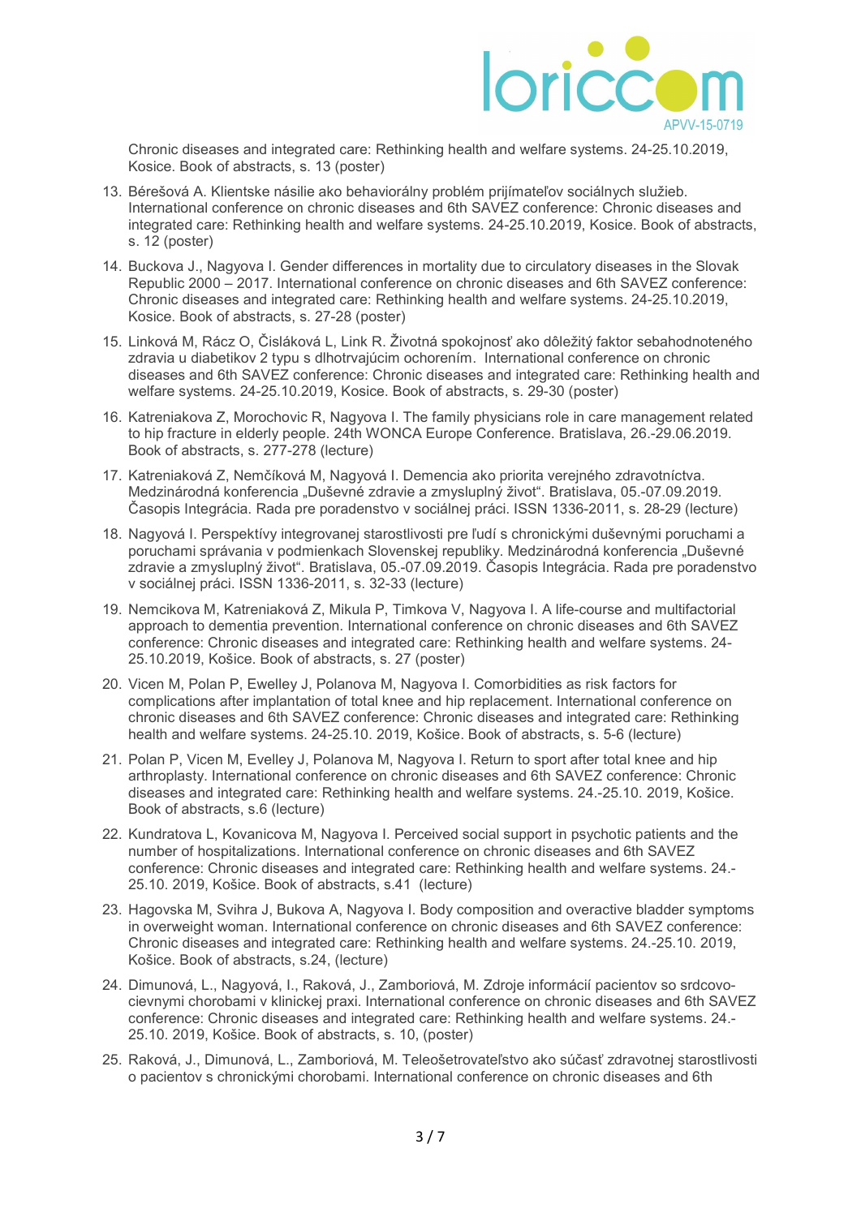Chronic diseases and integrated care: Rethinking health and welfare systems. 24-25.10.2019, Kosice. Book of abstracts, s. 13 (poster)

13. Bérešová A. Klientske násilie ako behaviorálny problém prijímateľov sociálnych služieb. International conference on chronic diseases and 6th SAVEZ conference: Chronic diseases and integrated care: Rethinking health and welfare systems. 24-25.10.2019, Kosice. Book of abstracts, s. 12 (poster)
14. Buckova J., Nagyova I. Gender differences in mortality due to circulatory diseases in the Slovak Republic 2000 – 2017. International conference on chronic diseases and 6th SAVEZ conference: Chronic diseases and integrated care: Rethinking health and welfare systems. 24-25.10.2019, Kosice. Book of abstracts, s. 27-28 (poster)
15. Linková M, Rácz O, Čisláková L, Link R. Životná spokojnosť ako dôležitý faktor sebahodnoteného zdravia u diabetikov 2 typu s dlhotrvajúcim ochorením. International conference on chronic diseases and 6th SAVEZ conference: Chronic diseases and integrated care: Rethinking health and welfare systems. 24-25.10.2019, Kosice. Book of abstracts, s. 29-30 (poster)
16. Katreniakova Z, Morochovic R, Nagyova I. The family physicians role in care management related to hip fracture in elderly people. 24th WONCA Europe Conference. Bratislava, 26.-29.06.2019. Book of abstracts, s. 277-278 (lecture)
17. Katreniaková Z, Nemčíková M, Nagyová I. Demencia ako priorita verejného zdravotníctva. Medzinárodná konferencia „Duševné zdravie a zmysluplný život". Bratislava, 05.-07.09.2019. Časopis Integrácia. Rada pre poradenstvo v sociálnej práci. ISSN 1336-2011, s. 28-29 (lecture)
18. Nagyová I. Perspektívy integrovanej starostlivosti pre ľudí s chronickými duševnými poruchami a poruchami správania v podmienkach Slovenskej republiky. Medzinárodná konferencia „Duševné zdravie a zmysluplný život". Bratislava, 05.-07.09.2019. Časopis Integrácia. Rada pre poradenstvo v sociálnej práci. ISSN 1336-2011, s. 32-33 (lecture)
19. Nemcikova M, Katreniaková Z, Mikula P, Timkova V, Nagyova I. A life-course and multifactorial approach to dementia prevention. International conference on chronic diseases and 6th SAVEZ conference: Chronic diseases and integrated care: Rethinking health and welfare systems. 24-25.10.2019, Košice. Book of abstracts, s. 27 (poster)
20. Vicen M, Polan P, Ewelley J, Polanova M, Nagyova I. Comorbidities as risk factors for complications after implantation of total knee and hip replacement. International conference on chronic diseases and 6th SAVEZ conference: Chronic diseases and integrated care: Rethinking health and welfare systems. 24-25.10. 2019, Košice. Book of abstracts, s. 5-6 (lecture)
21. Polan P, Vicen M, Evelley J, Polanova M, Nagyova I. Return to sport after total knee and hip arthroplasty. International conference on chronic diseases and 6th SAVEZ conference: Chronic diseases and integrated care: Rethinking health and welfare systems. 24.-25.10. 2019, Košice. Book of abstracts, s.6 (lecture)
22. Kundratova L, Kovanicova M, Nagyova I. Perceived social support in psychotic patients and the number of hospitalizations. International conference on chronic diseases and 6th SAVEZ conference: Chronic diseases and integrated care: Rethinking health and welfare systems. 24.-25.10. 2019, Košice. Book of abstracts, s.41 (lecture)
23. Hagovska M, Svihra J, Bukova A, Nagyova I. Body composition and overactive bladder symptoms in overweight woman. International conference on chronic diseases and 6th SAVEZ conference: Chronic diseases and integrated care: Rethinking health and welfare systems. 24.-25.10. 2019, Košice. Book of abstracts, s.24, (lecture)
24. Dimunová, L., Nagyová, I., Raková, J., Zamboriová, M. Zdroje informácií pacientov so srdcovo-cievnymi chorobami v klinickej praxi. International conference on chronic diseases and 6th SAVEZ conference: Chronic diseases and integrated care: Rethinking health and welfare systems. 24.-25.10. 2019, Košice. Book of abstracts, s. 10, (poster)
25. Raková, J., Dimunová, L., Zamboriová, M. Teleošetrovateľstvo ako súčasť zdravotnej starostlivosti o pacientov s chronickými chorobami. International conference on chronic diseases and 6th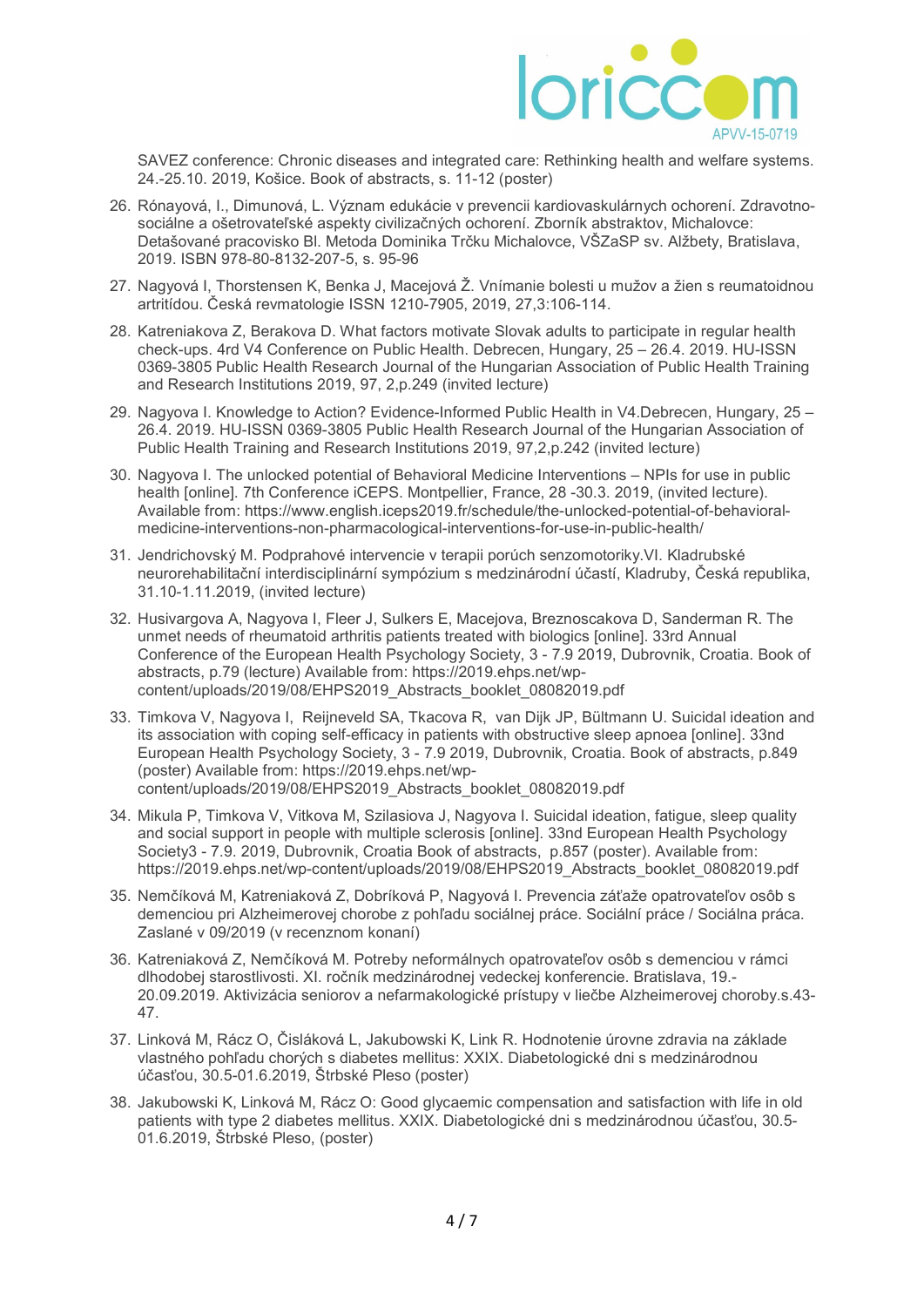SAVEZ conference: Chronic diseases and integrated care: Rethinking health and welfare systems. 24.-25.10. 2019, Košice. Book of abstracts, s. 11-12 (poster)

26. Rónayová, I., Dimunová, L. Význam edukácie v prevencii kardiovaskulárnych ochorení. Zdravotno-sociálne a ošetrovateľské aspekty civilizačných ochorení. Zborník abstraktov, Michalovce: Detašované pracovisko Bl. Metoda Dominika Trčku Michalovce, VŠZaSP sv. Alžbety, Bratislava, 2019. ISBN 978-80-8132-207-5, s. 95-96
27. Nagyová I, Thorstensen K, Benka J, Macejová Ž. Vnímanie bolesti u mužov a žien s reumatoidnou artritídou. Česká revmatologie ISSN 1210-7905, 2019, 27,3:106-114.
28. Katreniakova Z, Berakova D. What factors motivate Slovak adults to participate in regular health check-ups. 4rd V4 Conference on Public Health. Debrecen, Hungary, 25 – 26.4. 2019. HU-ISSN 0369-3805 Public Health Research Journal of the Hungarian Association of Public Health Training and Research Institutions 2019, 97, 2,p.249 (invited lecture)
29. Nagyova I. Knowledge to Action? Evidence-Informed Public Health in V4.Debrecen, Hungary, 25 – 26.4. 2019. HU-ISSN 0369-3805 Public Health Research Journal of the Hungarian Association of Public Health Training and Research Institutions 2019, 97,2,p.242 (invited lecture)
30. Nagyova I. The unlocked potential of Behavioral Medicine Interventions – NPIs for use in public health [online]. 7th Conference iCEPS. Montpellier, France, 28 -30.3. 2019, (invited lecture). Available from: https://www.english.iceps2019.fr/schedule/the-unlocked-potential-of-behavioral-medicine-interventions-non-pharmacological-interventions-for-use-in-public-health/
31. Jendrichovský M. Podprahové intervencie v terapii porúch senzomotoriky.VI. Kladrubské neurorehabilitační interdisciplinární sympózium s medzinárodní účastí, Kladruby, Česká republika, 31.10-1.11.2019, (invited lecture)
32. Husivargova A, Nagyova I, Fleer J, Sulkers E, Macejova, Breznoscakova D, Sanderman R. The unmet needs of rheumatoid arthritis patients treated with biologics [online]. 33rd Annual Conference of the European Health Psychology Society, 3 - 7.9 2019, Dubrovnik, Croatia. Book of abstracts, p.79 (lecture) Available from: https://2019.ehps.net/wp-content/uploads/2019/08/EHPS2019_Abstracts_booklet_08082019.pdf
33. Timkova V, Nagyova I, Reijneveld SA, Tkacova R, van Dijk JP, Bültmann U. Suicidal ideation and its association with coping self-efficacy in patients with obstructive sleep apnoea [online]. 33nd European Health Psychology Society, 3 - 7.9 2019, Dubrovnik, Croatia. Book of abstracts, p.849 (poster) Available from: https://2019.ehps.net/wp-content/uploads/2019/08/EHPS2019_Abstracts_booklet_08082019.pdf
34. Mikula P, Timkova V, Vitkova M, Szilasiova J, Nagyova I. Suicidal ideation, fatigue, sleep quality and social support in people with multiple sclerosis [online]. 33nd European Health Psychology Society3 - 7.9. 2019, Dubrovnik, Croatia Book of abstracts, p.857 (poster). Available from: https://2019.ehps.net/wp-content/uploads/2019/08/EHPS2019_Abstracts_booklet_08082019.pdf
35. Nemčíková M, Katreniaková Z, Dobríková P, Nagyová I. Prevencia záťaže opatrovateľov osôb s demenciou pri Alzheimerovej chorobe z pohľadu sociálnej práce. Sociální práce / Sociálna práca. Zaslané v 09/2019 (v recenznom konaní)
36. Katreniaková Z, Nemčíková M. Potreby neformálnych opatrovateľov osôb s demenciou v rámci dlhodobej starostlivosti. XI. ročník medzinárodnej vedeckej konferencie. Bratislava, 19.-20.09.2019. Aktivizácia seniorov a nefarmakologické prístupy v liečbe Alzheimerovej choroby.s.43-47.
37. Linková M, Rácz O, Čisláková L, Jakubowski K, Link R. Hodnotenie úrovne zdravia na základe vlastného pohľadu chorých s diabetes mellitus: XXIX. Diabetologické dni s medzinárodnou účasťou, 30.5-01.6.2019, Štrbské Pleso (poster)
38. Jakubowski K, Linková M, Rácz O: Good glycaemic compensation and satisfaction with life in old patients with type 2 diabetes mellitus. XXIX. Diabetologické dni s medzinárodnou účasťou, 30.5-01.6.2019, Štrbské Pleso, (poster)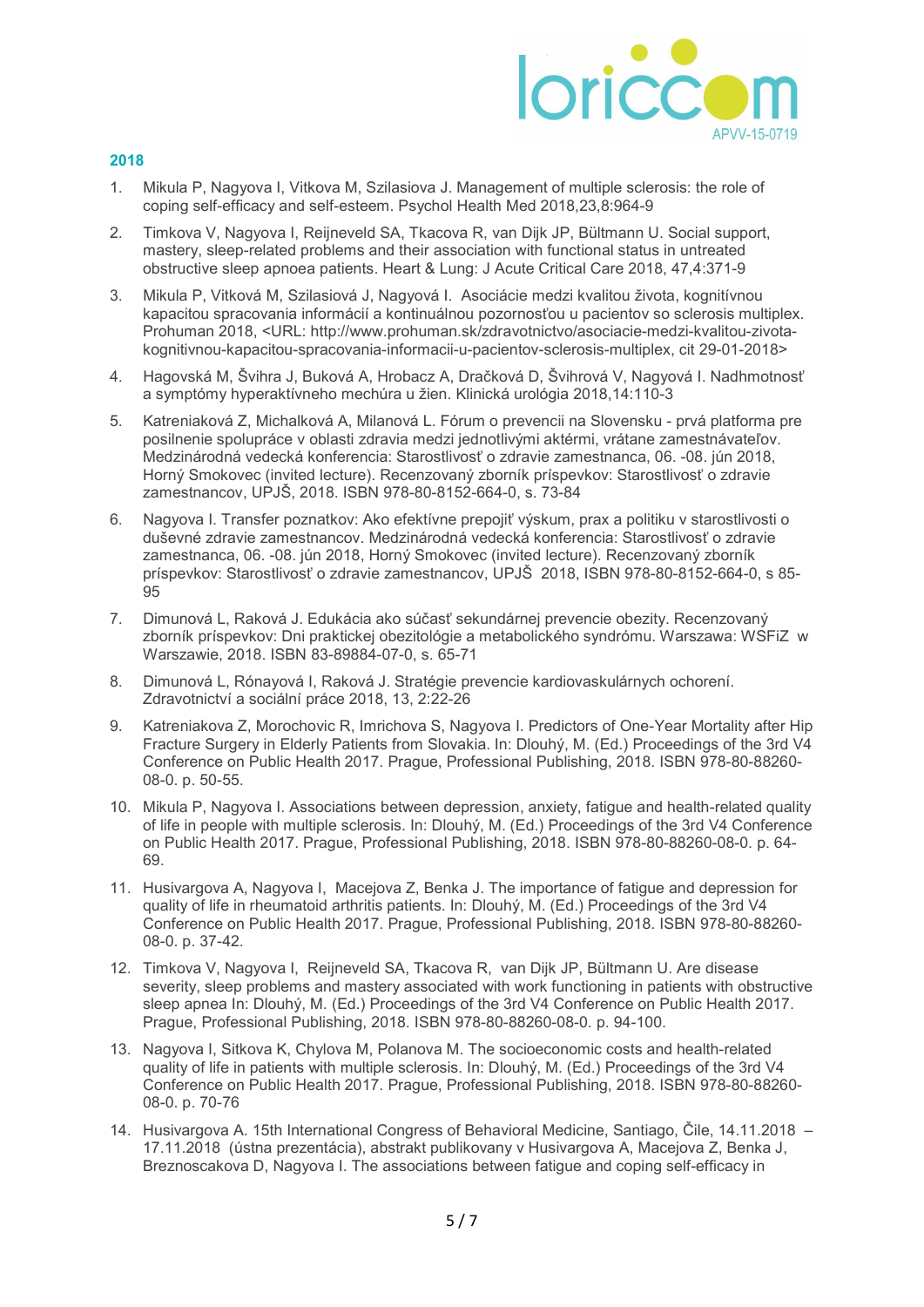## 2018

1. Mikula P, Nagyova I, Vitkova M, Szilasiova J. Management of multiple sclerosis: the role of coping self-efficacy and self-esteem. Psychol Health Med 2018,23,8:964-9
2. Timkova V, Nagyova I, Reijneveld SA, Tkacova R, van Dijk JP, Bültmann U. Social support, mastery, sleep-related problems and their association with functional status in untreated obstructive sleep apnoea patients. Heart & Lung: J Acute Critical Care 2018, 47,4:371-9
3. Mikula P, Vitková M, Szilasiová J, Nagyová I. Asociácie medzi kvalitou života, kognitívnou kapacitou spracovania informácií a kontinuálnou pozornosťou u pacientov so sclerosis multiplex. Prohuman 2018, <URL: http://www.prohuman.sk/zdravotnictvo/asociacie-medzi-kvalitou-zivota-kognitivnou-kapacitou-spracovania-informacii-u-pacientov-sclerosis-multiplex, cit 29-01-2018>
4. Hagovská M, Švihra J, Buková A, Hrobacz A, Dračková D, Švihrová V, Nagyová I. Nadhmotnosť a symptómy hyperaktívneho mechúra u žien. Klinická urológia 2018,14:110-3
5. Katreniaková Z, Michalková A, Milanová L. Fórum o prevencii na Slovensku - prvá platforma pre posilnenie spolupráce v oblasti zdravia medzi jednotlivými aktérmi, vrátane zamestnávateľov. Medzinárodná vedecká konferencia: Starostlivosť o zdravie zamestnanca, 06. -08. jún 2018, Horný Smokovec (invited lecture). Recenzovaný zborník príspevkov: Starostlivosť o zdravie zamestnancov, UPJŠ, 2018. ISBN 978-80-8152-664-0, s. 73-84
6. Nagyova I. Transfer poznatkov: Ako efektívne prepojiť výskum, prax a politiku v starostlivosti o duševné zdravie zamestnancov. Medzinárodná vedecká konferencia: Starostlivosť o zdravie zamestnanca, 06. -08. jún 2018, Horný Smokovec (invited lecture). Recenzovaný zborník príspevkov: Starostlivosť o zdravie zamestnancov, UPJŠ 2018, ISBN 978-80-8152-664-0, s 85-95
7. Dimunová L, Raková J. Edukácia ako súčasť sekundárnej prevencie obezity. Recenzovaný zborník príspevkov: Dni praktickej obezitológie a metabolického syndrómu. Warszawa: WSFiZ w Warszawie, 2018. ISBN 83-89884-07-0, s. 65-71
8. Dimunová L, Rónayová I, Raková J. Stratégie prevencie kardiovaskulárnych ochorení. Zdravotnictví a sociální práce 2018, 13, 2:22-26
9. Katreniakova Z, Morochovic R, Imrichova S, Nagyova I. Predictors of One-Year Mortality after Hip Fracture Surgery in Elderly Patients from Slovakia. In: Dlouhý, M. (Ed.) Proceedings of the 3rd V4 Conference on Public Health 2017. Prague, Professional Publishing, 2018. ISBN 978-80-88260-08-0. p. 50-55.
10. Mikula P, Nagyova I. Associations between depression, anxiety, fatigue and health-related quality of life in people with multiple sclerosis. In: Dlouhý, M. (Ed.) Proceedings of the 3rd V4 Conference on Public Health 2017. Prague, Professional Publishing, 2018. ISBN 978-80-88260-08-0. p. 64-69.
11. Husivargova A, Nagyova I, Macejova Z, Benka J. The importance of fatigue and depression for quality of life in rheumatoid arthritis patients. In: Dlouhý, M. (Ed.) Proceedings of the 3rd V4 Conference on Public Health 2017. Prague, Professional Publishing, 2018. ISBN 978-80-88260-08-0. p. 37-42.
12. Timkova V, Nagyova I, Reijneveld SA, Tkacova R, van Dijk JP, Bültmann U. Are disease severity, sleep problems and mastery associated with work functioning in patients with obstructive sleep apnea In: Dlouhý, M. (Ed.) Proceedings of the 3rd V4 Conference on Public Health 2017. Prague, Professional Publishing, 2018. ISBN 978-80-88260-08-0. p. 94-100.
13. Nagyova I, Sitkova K, Chylova M, Polanova M. The socioeconomic costs and health-related quality of life in patients with multiple sclerosis. In: Dlouhý, M. (Ed.) Proceedings of the 3rd V4 Conference on Public Health 2017. Prague, Professional Publishing, 2018. ISBN 978-80-88260-08-0. p. 70-76
14. Husivargova A. 15th International Congress of Behavioral Medicine, Santiago, Čile, 14.11.2018 – 17.11.2018 (ústna prezentácia), abstrakt publikovany v Husivargova A, Macejova Z, Benka J, Breznoscakova D, Nagyova I. The associations between fatigue and coping self-efficacy in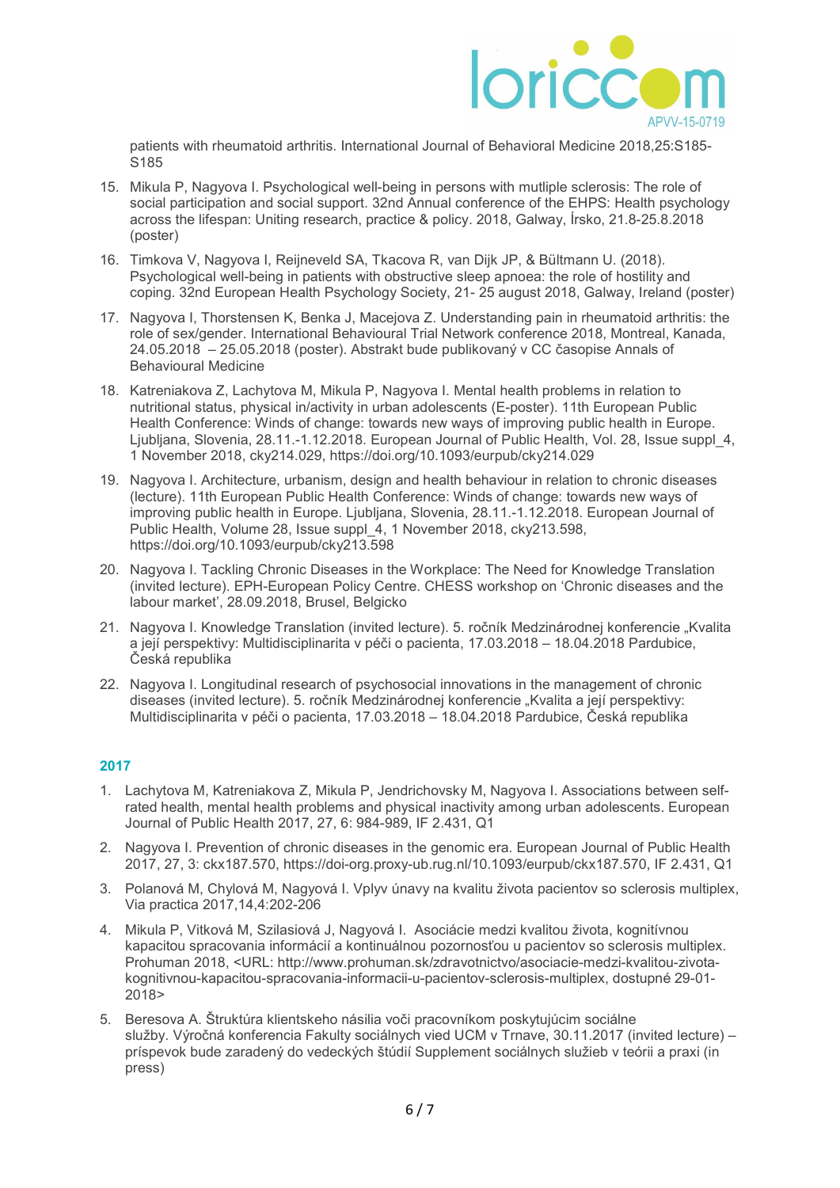patients with rheumatoid arthritis. International Journal of Behavioral Medicine 2018,25:S185-S185

15. Mikula P, Nagyova I. Psychological well-being in persons with mutliple sclerosis: The role of social participation and social support. 32nd Annual conference of the EHPS: Health psychology across the lifespan: Uniting research, practice & policy. 2018, Galway, Írsko, 21.8-25.8.2018 (poster)
16. Timkova V, Nagyova I, Reijneveld SA, Tkacova R, van Dijk JP, & Bültmann U. (2018). Psychological well-being in patients with obstructive sleep apnoea: the role of hostility and coping. 32nd European Health Psychology Society, 21- 25 august 2018, Galway, Ireland (poster)
17. Nagyova I, Thorstensen K, Benka J, Macejova Z. Understanding pain in rheumatoid arthritis: the role of sex/gender. International Behavioural Trial Network conference 2018, Montreal, Kanada, 24.05.2018 – 25.05.2018 (poster). Abstrakt bude publikovaný v CC časopise Annals of Behavioural Medicine
18. Katreniakova Z, Lachytova M, Mikula P, Nagyova I. Mental health problems in relation to nutritional status, physical in/activity in urban adolescents (E-poster). 11th European Public Health Conference: Winds of change: towards new ways of improving public health in Europe. Ljubljana, Slovenia, 28.11.-1.12.2018. European Journal of Public Health, Vol. 28, Issue suppl_4, 1 November 2018, cky214.029, https://doi.org/10.1093/eurpub/cky214.029
19. Nagyova I. Architecture, urbanism, design and health behaviour in relation to chronic diseases (lecture). 11th European Public Health Conference: Winds of change: towards new ways of improving public health in Europe. Ljubljana, Slovenia, 28.11.-1.12.2018. European Journal of Public Health, Volume 28, Issue suppl_4, 1 November 2018, cky213.598, https://doi.org/10.1093/eurpub/cky213.598
20. Nagyova I. Tackling Chronic Diseases in the Workplace: The Need for Knowledge Translation (invited lecture). EPH-European Policy Centre. CHESS workshop on 'Chronic diseases and the labour market', 28.09.2018, Brusel, Belgicko
21. Nagyova I. Knowledge Translation (invited lecture). 5. ročník Medzinárodnej konferencie „Kvalita a její perspektivy: Multidisciplinarita v péči o pacienta, 17.03.2018 – 18.04.2018 Pardubice, Česká republika
22. Nagyova I. Longitudinal research of psychosocial innovations in the management of chronic diseases (invited lecture). 5. ročník Medzinárodnej konferencie „Kvalita a její perspektivy: Multidisciplinarita v péči o pacienta, 17.03.2018 – 18.04.2018 Pardubice, Česká republika

### 2017

1. Lachytova M, Katreniakova Z, Mikula P, Jendrichovsky M, Nagyova I. Associations between self-rated health, mental health problems and physical inactivity among urban adolescents. European Journal of Public Health 2017, 27, 6: 984-989, IF 2.431, Q1
2. Nagyova I. Prevention of chronic diseases in the genomic era. European Journal of Public Health 2017, 27, 3: ckx187.570, https://doi-org.proxy-ub.rug.nl/10.1093/eurpub/ckx187.570, IF 2.431, Q1
3. Polanová M, Chylová M, Nagyová I. Vplyv únavy na kvalitu života pacientov so sclerosis multiplex, Via practica 2017,14,4:202-206
4. Mikula P, Vitková M, Szilasiová J, Nagyová I. Asociácie medzi kvalitou života, kognitívnou kapacitou spracovania informácií a kontinuálnou pozornosťou u pacientov so sclerosis multiplex. Prohuman 2018, <URL: http://www.prohuman.sk/zdravotnictvo/asociacie-medzi-kvalitou-zivota-kognitivnou-kapacitou-spracovania-informacii-u-pacientov-sclerosis-multiplex, dostupné 29-01-2018>
5. Beresova A. Štruktúra klientskeho násilia voči pracovníkom poskytujúcim sociálne služby. Výročná konferencia Fakulty sociálnych vied UCM v Trnave, 30.11.2017 (invited lecture) – príspevok bude zaradený do vedeckých štúdií Supplement sociálnych služieb v teórii a praxi (in press)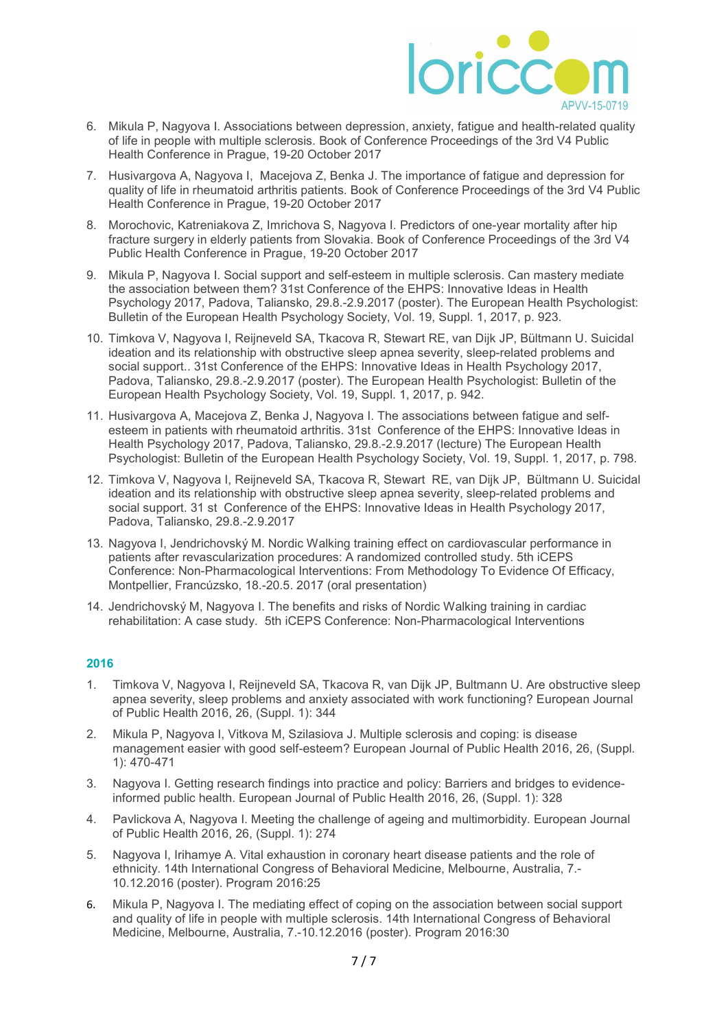6. Mikula P, Nagyova I. Associations between depression, anxiety, fatigue and health-related quality of life in people with multiple sclerosis. Book of Conference Proceedings of the 3rd V4 Public Health Conference in Prague, 19-20 October 2017

7. Husivargova A, Nagyova I, Macejova Z, Benka J. The importance of fatigue and depression for quality of life in rheumatoid arthritis patients. Book of Conference Proceedings of the 3rd V4 Public Health Conference in Prague, 19-20 October 2017

8. Morochovic, Katreniakova Z, Imrichova S, Nagyova I. Predictors of one-year mortality after hip fracture surgery in elderly patients from Slovakia. Book of Conference Proceedings of the 3rd V4 Public Health Conference in Prague, 19-20 October 2017

9. Mikula P, Nagyova I. Social support and self-esteem in multiple sclerosis. Can mastery mediate the association between them? 31st Conference of the EHPS: Innovative Ideas in Health Psychology 2017, Padova, Taliansko, 29.8.-2.9.2017 (poster). The European Health Psychologist: Bulletin of the European Health Psychology Society, Vol. 19, Suppl. 1, 2017, p. 923.

10. Timkova V, Nagyova I, Reijneveld SA, Tkacova R, Stewart RE, van Dijk JP, Bültmann U. Suicidal ideation and its relationship with obstructive sleep apnea severity, sleep-related problems and social support.. 31st Conference of the EHPS: Innovative Ideas in Health Psychology 2017, Padova, Taliansko, 29.8.-2.9.2017 (poster). The European Health Psychologist: Bulletin of the European Health Psychology Society, Vol. 19, Suppl. 1, 2017, p. 942.

11. Husivargova A, Macejova Z, Benka J, Nagyova I. The associations between fatigue and self-esteem in patients with rheumatoid arthritis. 31st Conference of the EHPS: Innovative Ideas in Health Psychology 2017, Padova, Taliansko, 29.8.-2.9.2017 (lecture) The European Health Psychologist: Bulletin of the European Health Psychology Society, Vol. 19, Suppl. 1, 2017, p. 798.

12. Timkova V, Nagyova I, Reijneveld SA, Tkacova R, Stewart RE, van Dijk JP, Bültmann U. Suicidal ideation and its relationship with obstructive sleep apnea severity, sleep-related problems and social support. 31 st Conference of the EHPS: Innovative Ideas in Health Psychology 2017, Padova, Taliansko, 29.8.-2.9.2017

13. Nagyova I, Jendrichovský M. Nordic Walking training effect on cardiovascular performance in patients after revascularization procedures: A randomized controlled study. 5th iCEPS Conference: Non-Pharmacological Interventions: From Methodology To Evidence Of Efficacy, Montpellier, Francúzsko, 18.-20.5. 2017 (oral presentation)

14. Jendrichovský M, Nagyova I. The benefits and risks of Nordic Walking training in cardiac rehabilitation: A case study. 5th iCEPS Conference: Non-Pharmacological Interventions

## 2016

1. Timkova V, Nagyova I, Reijneveld SA, Tkacova R, van Dijk JP, Bultmann U. Are obstructive sleep apnea severity, sleep problems and anxiety associated with work functioning? European Journal of Public Health 2016, 26, (Suppl. 1): 344

2. Mikula P, Nagyova I, Vitkova M, Szilasiova J. Multiple sclerosis and coping: is disease management easier with good self-esteem? European Journal of Public Health 2016, 26, (Suppl. 1): 470-471

3. Nagyova I. Getting research findings into practice and policy: Barriers and bridges to evidence-informed public health. European Journal of Public Health 2016, 26, (Suppl. 1): 328

4. Pavlickova A, Nagyova I. Meeting the challenge of ageing and multimorbidity. European Journal of Public Health 2016, 26, (Suppl. 1): 274

5. Nagyova I, Irihamye A. Vital exhaustion in coronary heart disease patients and the role of ethnicity. 14th International Congress of Behavioral Medicine, Melbourne, Australia, 7.-10.12.2016 (poster). Program 2016:25

6. Mikula P, Nagyova I. The mediating effect of coping on the association between social support and quality of life in people with multiple sclerosis. 14th International Congress of Behavioral Medicine, Melbourne, Australia, 7.-10.12.2016 (poster). Program 2016:30